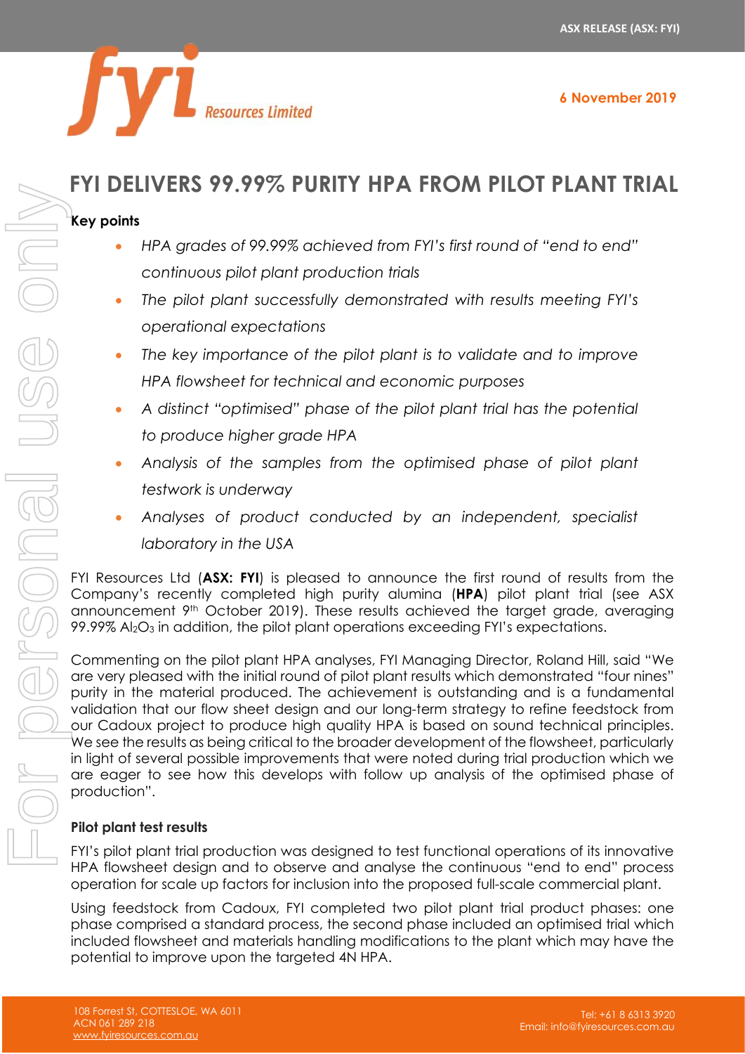# FYI DELIVERS 99.99% PURITY HPA FROM PILOT PLANT TRIAL

6 November 2019

**Key points**

- *HPA grades of 99.99% achieved from FYI's first round of "end to end" continuous pilot plant production trials*
- *The pilot plant successfully demonstrated with results meeting FYI's operational expectations*
- *The key importance of the pilot plant is to validate and to improve HPA flowsheet for technical and economic purposes*
- *A distinct "optimised" phase of the pilot plant trial has the potential to produce higher grade HPA*
- *Analysis of the samples from the optimised phase of pilot plant testwork is underway*
- *Analyses of product conducted by an independent, specialist laboratory in the USA*

FYI Resources Ltd (**ASX: FYI**) is pleased to announce the first round of results from the Company's recently completed high purity alumina (**HPA**) pilot plant trial (see ASX announcement 9th October 2019). These results achieved the target grade, averaging 99.99% $Al_2O_3$ in addition, the pilot plant operations exceeding FYI's expectations.

Commenting on the pilot plant HPA analyses, FYI Managing Director, Roland Hill, said "We are very pleased with the initial round of pilot plant results which demonstrated "four nines" purity in the material produced. The achievement is outstanding and is a fundamental validation that our flow sheet design and our long-term strategy to refine feedstock from our Cadoux project to produce high quality HPA is based on sound technical principles. We see the results as being critical to the broader development of the flowsheet, particularly in light of several possible improvements that were noted during trial production which we are eager to see how this develops with follow up analysis of the optimised phase of production".

**Pilot plant test results**

FYI's pilot plant trial production was designed to test functional operations of its innovative HPA flowsheet design and to observe and analyse the continuous "end to end" process operation for scale up factors for inclusion into the proposed full-scale commercial plant.

Using feedstock from Cadoux, FYI completed two pilot plant trial product phases: one phase comprised a standard process, the second phase included an optimised trial which included flowsheet and materials handling modifications to the plant which may have the potential to improve upon the targeted 4N HPA.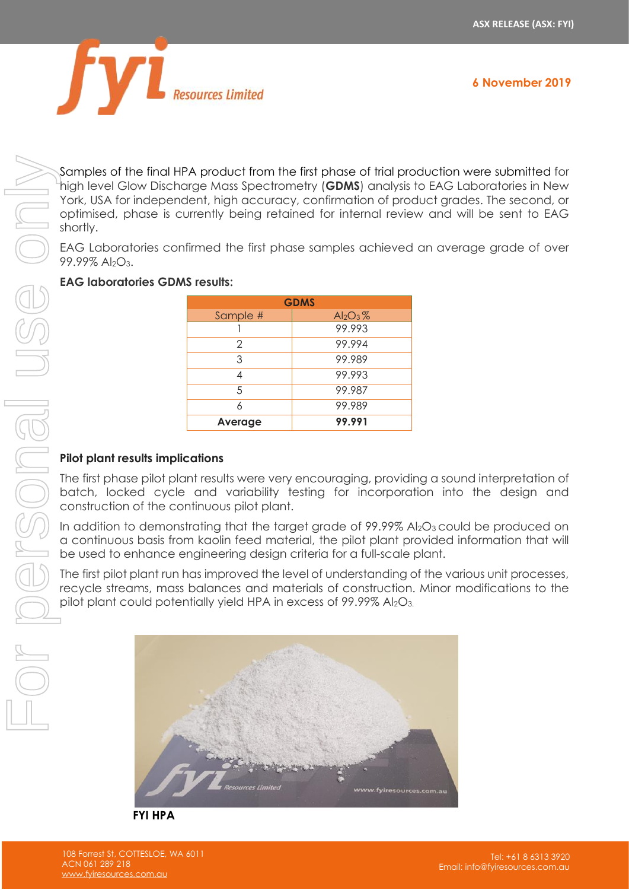Samples of the final HPA product from the first phase of trial production were submitted for high level Glow Discharge Mass Spectrometry (**GDMS**) analysis to EAG Laboratories in New York, USA for independent, high accuracy, confirmation of product grades. The second, or optimised, phase is currently being retained for internal review and will be sent to EAG shortly.

EAG Laboratories confirmed the first phase samples achieved an average grade of over 99.99% $Al_2O_3$.

**EAG laboratories GDMS results:**

| GDMS | |
|---|---|
| Sample # | $Al_2O_3$ % |
| 1 | 99.993 |
| 2 | 99.994 |
| 3 | 99.989 |
| 4 | 99.993 |
| 5 | 99.987 |
| 6 | 99.989 |
| **Average** | **99.991** |

**Pilot plant results implications**

The first phase pilot plant results were very encouraging, providing a sound interpretation of batch, locked cycle and variability testing for incorporation into the design and construction of the continuous pilot plant.

In addition to demonstrating that the target grade of 99.99% $Al_2O_3$ could be produced on a continuous basis from kaolin feed material, the pilot plant provided information that will be used to enhance engineering design criteria for a full-scale plant.

The first pilot plant run has improved the level of understanding of the various unit processes, recycle streams, mass balances and materials of construction. Minor modifications to the pilot plant could potentially yield HPA in excess of 99.99% $Al_2O_3$.

**FYI HPA**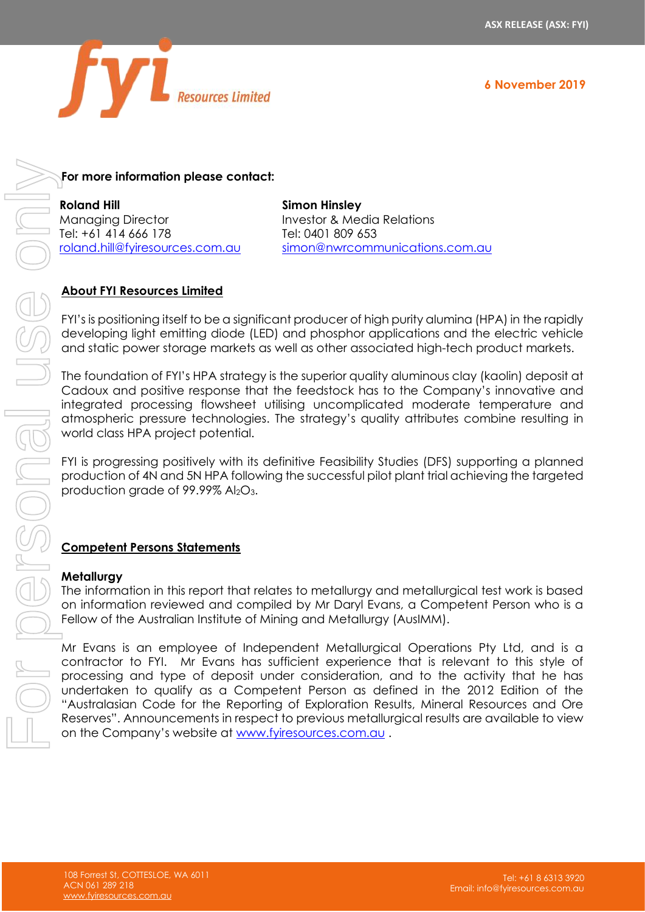**For more information please contact:**

**Roland Hill**
Managing Director
Tel: +61 414 666 178
roland.hill@fyiresources.com.au

**Simon Hinsley**
Investor & Media Relations
Tel: 0401 809 653
simon@nwrcommunications.com.au

## About FYI Resources Limited

FYI's is positioning itself to be a significant producer of high purity alumina (HPA) in the rapidly developing light emitting diode (LED) and phosphor applications and the electric vehicle and static power storage markets as well as other associated high-tech product markets.

The foundation of FYI's HPA strategy is the superior quality aluminous clay (kaolin) deposit at Cadoux and positive response that the feedstock has to the Company's innovative and integrated processing flowsheet utilising uncomplicated moderate temperature and atmospheric pressure technologies. The strategy's quality attributes combine resulting in world class HPA project potential.

FYI is progressing positively with its definitive Feasibility Studies (DFS) supporting a planned production of 4N and 5N HPA following the successful pilot plant trial achieving the targeted production grade of 99.99% $Al_2O_3$.

## Competent Persons Statements

### Metallurgy

The information in this report that relates to metallurgy and metallurgical test work is based on information reviewed and compiled by Mr Daryl Evans, a Competent Person who is a Fellow of the Australian Institute of Mining and Metallurgy (AusIMM).

Mr Evans is an employee of Independent Metallurgical Operations Pty Ltd, and is a contractor to FYI. Mr Evans has sufficient experience that is relevant to this style of processing and type of deposit under consideration, and to the activity that he has undertaken to qualify as a Competent Person as defined in the 2012 Edition of the "Australasian Code for the Reporting of Exploration Results, Mineral Resources and Ore Reserves". Announcements in respect to previous metallurgical results are available to view on the Company's website at www.fyiresources.com.au .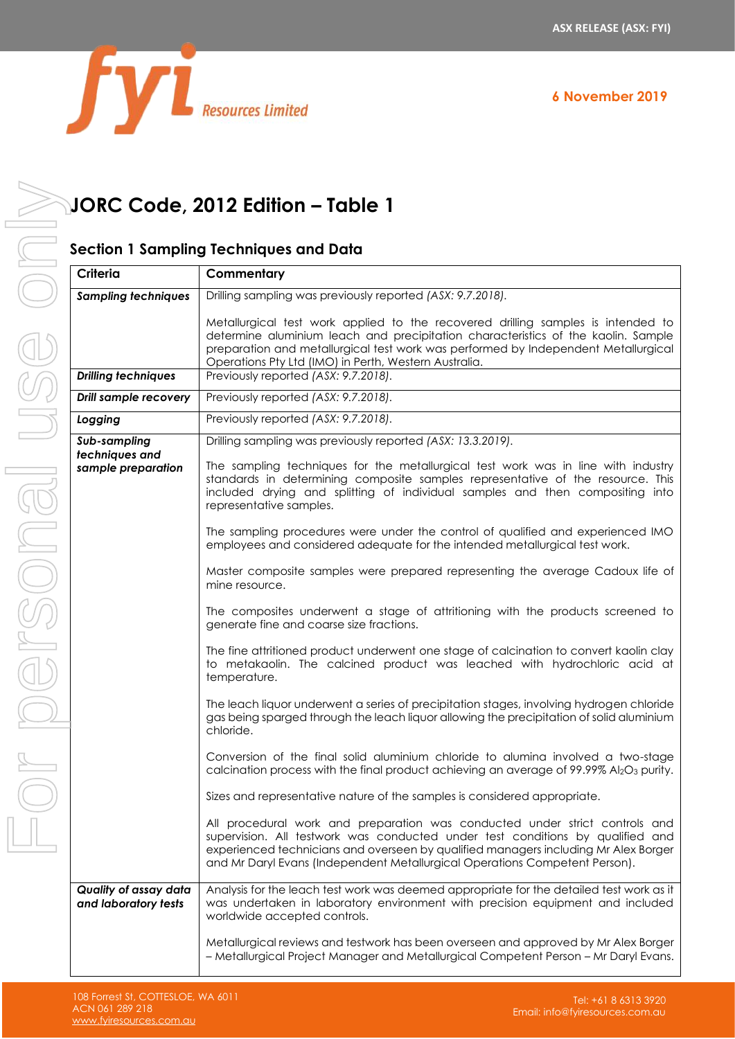# JORC Code, 2012 Edition – Table 1

## Section 1 Sampling Techniques and Data

| Criteria | Commentary |
|---|---|
| ***Sampling techniques*** | Drilling sampling was previously reported *(ASX: 9.7.2018).*<br><br>Metallurgical test work applied to the recovered drilling samples is intended to determine aluminium leach and precipitation characteristics of the kaolin. Sample preparation and metallurgical test work was performed by Independent Metallurgical Operations Pty Ltd (IMO) in Perth, Western Australia. |
| ***Drilling techniques*** | Previously reported *(ASX: 9.7.2018).* |
| ***Drill sample recovery*** | Previously reported *(ASX: 9.7.2018).* |
| ***Logging*** | Previously reported *(ASX: 9.7.2018).* |
| ***Sub-sampling techniques and sample preparation*** | Drilling sampling was previously reported *(ASX: 13.3.2019).*<br><br>The sampling techniques for the metallurgical test work was in line with industry standards in determining composite samples representative of the resource. This included drying and splitting of individual samples and then compositing into representative samples.<br><br>The sampling procedures were under the control of qualified and experienced IMO employees and considered adequate for the intended metallurgical test work.<br><br>Master composite samples were prepared representing the average Cadoux life of mine resource.<br><br>The composites underwent a stage of attritioning with the products screened to generate fine and coarse size fractions.<br><br>The fine attritioned product underwent one stage of calcination to convert kaolin clay to metakaolin. The calcined product was leached with hydrochloric acid at temperature.<br><br>The leach liquor underwent a series of precipitation stages, involving hydrogen chloride gas being sparged through the leach liquor allowing the precipitation of solid aluminium chloride.<br><br>Conversion of the final solid aluminium chloride to alumina involved a two-stage calcination process with the final product achieving an average of 99.99% $Al_2O_3$ purity.<br><br>Sizes and representative nature of the samples is considered appropriate.<br><br>All procedural work and preparation was conducted under strict controls and supervision. All testwork was conducted under test conditions by qualified and experienced technicians and overseen by qualified managers including Mr Alex Borger and Mr Daryl Evans (Independent Metallurgical Operations Competent Person). |
| ***Quality of assay data and laboratory tests*** | Analysis for the leach test work was deemed appropriate for the detailed test work as it was undertaken in laboratory environment with precision equipment and included worldwide accepted controls.<br><br>Metallurgical reviews and testwork has been overseen and approved by Mr Alex Borger – Metallurgical Project Manager and Metallurgical Competent Person – Mr Daryl Evans. |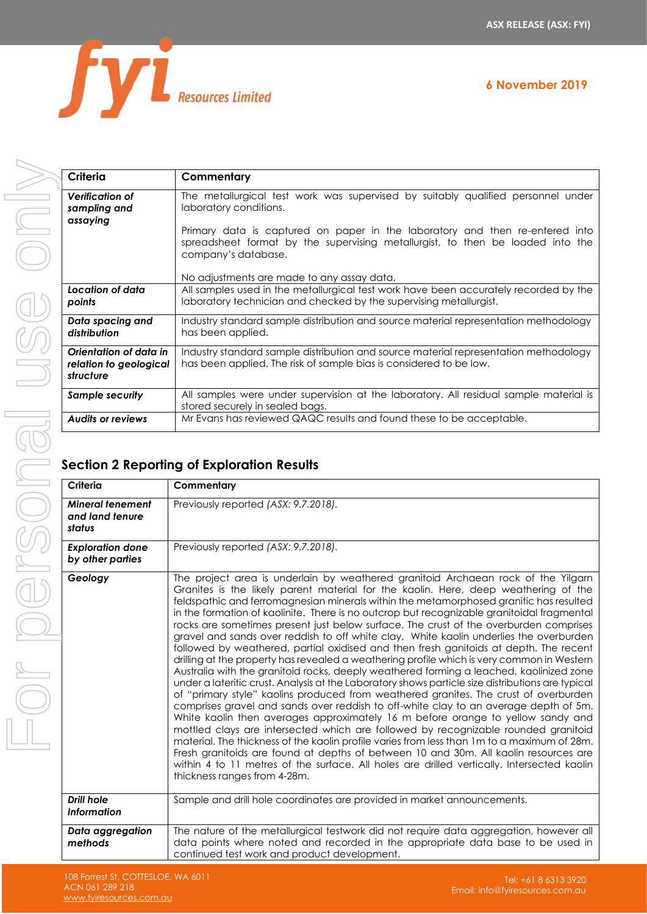| Criteria | Commentary |
|---|---|
| ***Verification of sampling and assaying*** | The metallurgical test work was supervised by suitably qualified personnel under laboratory conditions.<br><br>Primary data is captured on paper in the laboratory and then re-entered into spreadsheet format by the supervising metallurgist, to then be loaded into the company's database.<br><br>No adjustments are made to any assay data. |
| ***Location of data points*** | All samples used in the metallurgical test work have been accurately recorded by the laboratory technician and checked by the supervising metallurgist. |
| ***Data spacing and distribution*** | Industry standard sample distribution and source material representation methodology has been applied. |
| ***Orientation of data in relation to geological structure*** | Industry standard sample distribution and source material representation methodology has been applied. The risk of sample bias is considered to be low. |
| ***Sample security*** | All samples were under supervision at the laboratory. All residual sample material is stored securely in sealed bags. |
| ***Audits or reviews*** | Mr Evans has reviewed QAQC results and found these to be acceptable. |

## Section 2 Reporting of Exploration Results

| Criteria | Commentary |
|---|---|
| ***Mineral tenement and land tenure status*** | Previously reported *(ASX: 9.7.2018)*. |
| ***Exploration done by other parties*** | Previously reported *(ASX: 9.7.2018)*. |
| ***Geology*** | The project area is underlain by weathered granitoid Archaean rock of the Yilgarn Granites is the likely parent material for the kaolin. Here, deep weathering of the feldspathic and ferromagnesian minerals within the metamorphosed granitic has resulted in the formation of kaolinite. There is no outcrop but recognizable granitoid fragmental rocks are sometimes present just below surface. The crust of the overburden comprises gravel and sands over reddish to off white clay. White kaolin underlies the overburden followed by weathered, partial oxidised and then fresh ganitoids at depth. The recent drilling at the property has revealed a weathering profile which is very common in Western Australia with the granitoid rocks, deeply weathered forming a leached, kaolinized zone under a lateritic crust. Analysis at the Laboratory shows particle size distributions are typical of "primary style" kaolins produced from weathered granites. The crust of overburden comprises gravel and sands over reddish to off-white clay to an average depth of 5m. White kaolin then averages approximately 16 m before orange to yellow sandy and mottled clays are intersected which are followed by recognizable rounded granitoid material. The thickness of the kaolin profile varies from less than 1m to a maximum of 28m. Fresh granitoids are found at depths of between 10 and 30m. All kaolin resources are within 4 to 11 metres of the surface. All holes are drilled vertically. Intersected kaolin thickness ranges from 4-28m. |
| ***Drill hole Information*** | Sample and drill hole coordinates are provided in market announcements. |
| ***Data aggregation methods*** | The nature of the metallurgical testwork did not require data aggregation, however all data points where noted and recorded in the appropriate data base to be used in continued test work and product development. |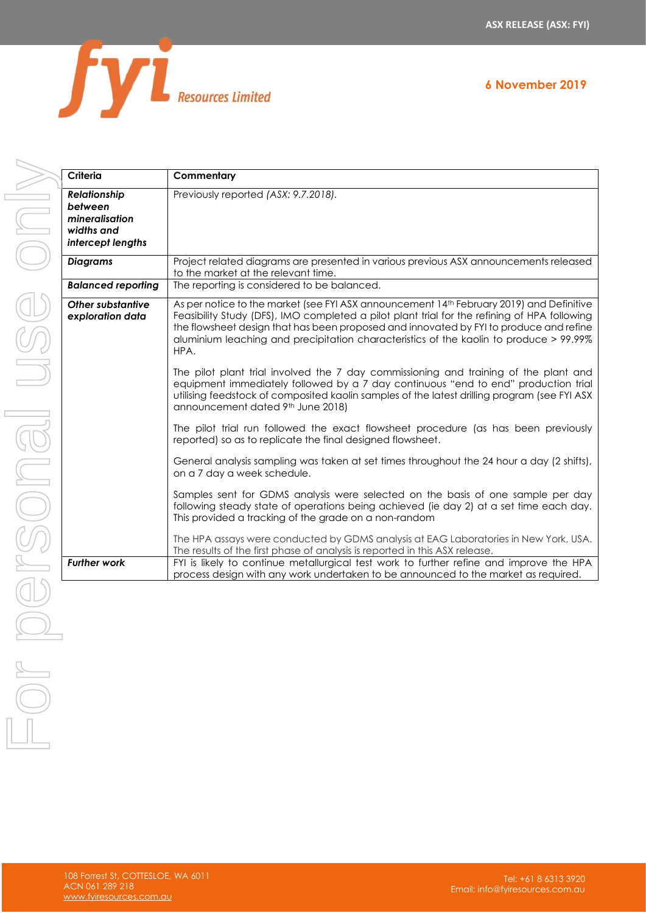| Criteria | Commentary |
|---|---|
| ***Relationship between mineralisation widths and intercept lengths*** | Previously reported *(ASX: 9.7.2018)*. |
| ***Diagrams*** | Project related diagrams are presented in various previous ASX announcements released to the market at the relevant time. |
| ***Balanced reporting*** | The reporting is considered to be balanced. |
| ***Other substantive exploration data*** | As per notice to the market (see FYI ASX announcement 14th February 2019) and Definitive Feasibility Study (DFS), IMO completed a pilot plant trial for the refining of HPA following the flowsheet design that has been proposed and innovated by FYI to produce and refine aluminium leaching and precipitation characteristics of the kaolin to produce > 99.99% HPA.<br><br>The pilot plant trial involved the 7 day commissioning and training of the plant and equipment immediately followed by a 7 day continuous "end to end" production trial utilising feedstock of composited kaolin samples of the latest drilling program (see FYI ASX announcement dated 9th June 2018)<br><br>The pilot trial run followed the exact flowsheet procedure (as has been previously reported) so as to replicate the final designed flowsheet.<br><br>General analysis sampling was taken at set times throughout the 24 hour a day (2 shifts), on a 7 day a week schedule.<br><br>Samples sent for GDMS analysis were selected on the basis of one sample per day following steady state of operations being achieved (ie day 2) at a set time each day. This provided a tracking of the grade on a non-random<br><br>The HPA assays were conducted by GDMS analysis at EAG Laboratories in New York, USA. The results of the first phase of analysis is reported in this ASX release. |
| ***Further work*** | FYI is likely to continue metallurgical test work to further refine and improve the HPA process design with any work undertaken to be announced to the market as required. |